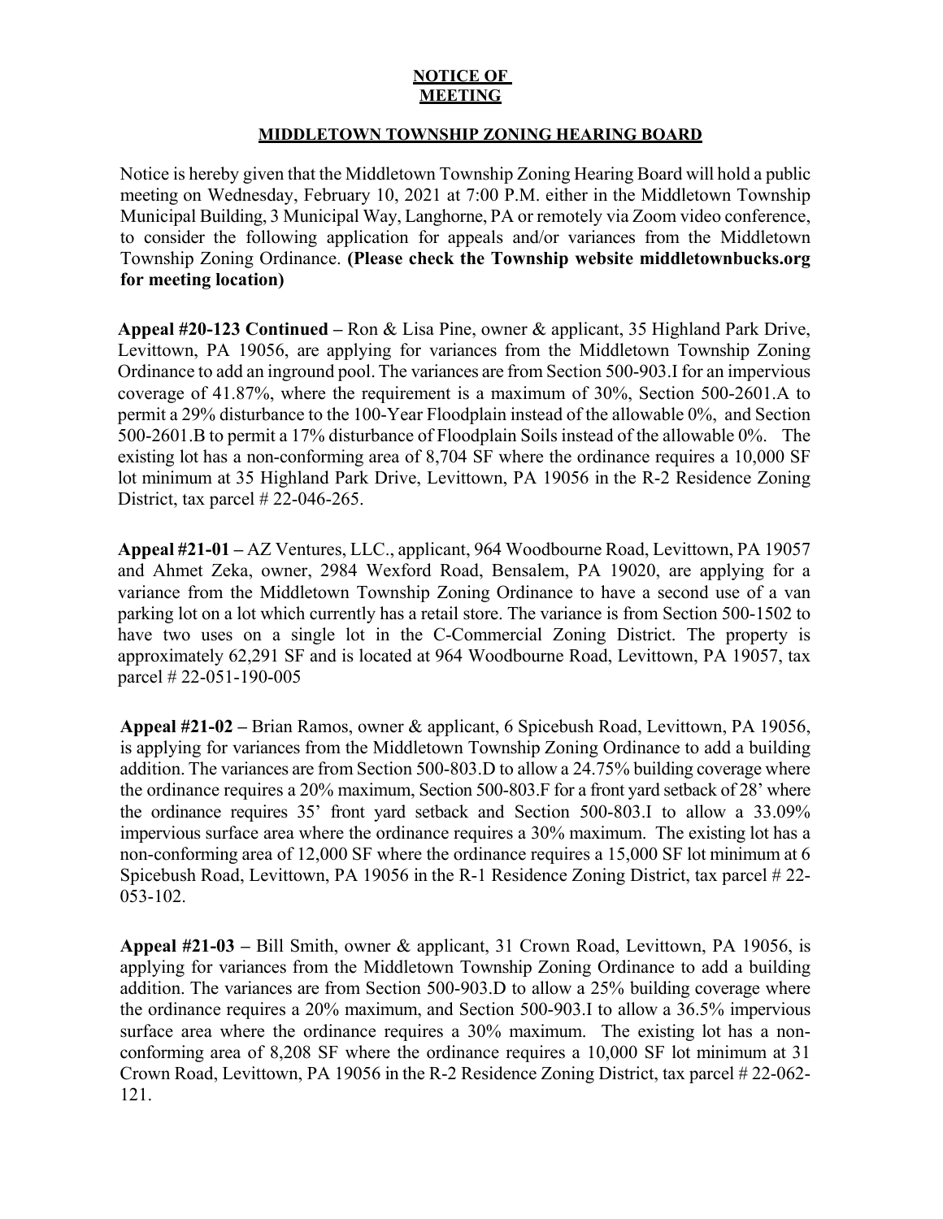# NOTICE OF MEETING

## MIDDLETOWN TOWNSHIP ZONING HEARING BOARD

Notice is hereby given that the Middletown Township Zoning Hearing Board will hold a public meeting on Wednesday, February 10, 2021 at 7:00 P.M. either in the Middletown Township Municipal Building, 3 Municipal Way, Langhorne, PA or remotely via Zoom video conference, to consider the following application for appeals and/or variances from the Middletown Township Zoning Ordinance. **(Please check the Township website middletownbucks.org for meeting location)**

**Appeal #20-123 Continued –** Ron & Lisa Pine, owner & applicant, 35 Highland Park Drive, Levittown, PA 19056, are applying for variances from the Middletown Township Zoning Ordinance to add an inground pool. The variances are from Section 500-903.I for an impervious coverage of 41.87%, where the requirement is a maximum of 30%, Section 500-2601.A to permit a 29% disturbance to the 100-Year Floodplain instead of the allowable 0%, and Section 500-2601.B to permit a 17% disturbance of Floodplain Soils instead of the allowable 0%. The existing lot has a non-conforming area of 8,704 SF where the ordinance requires a 10,000 SF lot minimum at 35 Highland Park Drive, Levittown, PA 19056 in the R-2 Residence Zoning District, tax parcel # 22-046-265.

**Appeal #21-01 –** AZ Ventures, LLC., applicant, 964 Woodbourne Road, Levittown, PA 19057 and Ahmet Zeka, owner, 2984 Wexford Road, Bensalem, PA 19020, are applying for a variance from the Middletown Township Zoning Ordinance to have a second use of a van parking lot on a lot which currently has a retail store. The variance is from Section 500-1502 to have two uses on a single lot in the C-Commercial Zoning District. The property is approximately 62,291 SF and is located at 964 Woodbourne Road, Levittown, PA 19057, tax parcel # 22-051-190-005

**Appeal #21-02 –** Brian Ramos, owner & applicant, 6 Spicebush Road, Levittown, PA 19056, is applying for variances from the Middletown Township Zoning Ordinance to add a building addition. The variances are from Section 500-803.D to allow a 24.75% building coverage where the ordinance requires a 20% maximum, Section 500-803.F for a front yard setback of 28' where the ordinance requires 35' front yard setback and Section 500-803.I to allow a 33.09% impervious surface area where the ordinance requires a 30% maximum. The existing lot has a non-conforming area of 12,000 SF where the ordinance requires a 15,000 SF lot minimum at 6 Spicebush Road, Levittown, PA 19056 in the R-1 Residence Zoning District, tax parcel # 22-053-102.

**Appeal #21-03 –** Bill Smith, owner & applicant, 31 Crown Road, Levittown, PA 19056, is applying for variances from the Middletown Township Zoning Ordinance to add a building addition. The variances are from Section 500-903.D to allow a 25% building coverage where the ordinance requires a 20% maximum, and Section 500-903.I to allow a 36.5% impervious surface area where the ordinance requires a 30% maximum. The existing lot has a non-conforming area of 8,208 SF where the ordinance requires a 10,000 SF lot minimum at 31 Crown Road, Levittown, PA 19056 in the R-2 Residence Zoning District, tax parcel # 22-062-121.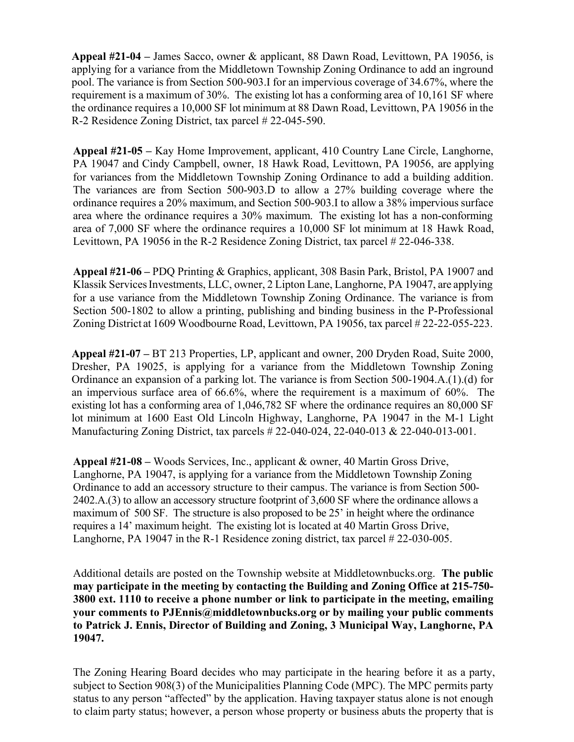**Appeal #21-04 –** James Sacco, owner & applicant, 88 Dawn Road, Levittown, PA 19056, is applying for a variance from the Middletown Township Zoning Ordinance to add an inground pool. The variance is from Section 500-903.I for an impervious coverage of 34.67%, where the requirement is a maximum of 30%. The existing lot has a conforming area of 10,161 SF where the ordinance requires a 10,000 SF lot minimum at 88 Dawn Road, Levittown, PA 19056 in the R-2 Residence Zoning District, tax parcel # 22-045-590.

**Appeal #21-05 –** Kay Home Improvement, applicant, 410 Country Lane Circle, Langhorne, PA 19047 and Cindy Campbell, owner, 18 Hawk Road, Levittown, PA 19056, are applying for variances from the Middletown Township Zoning Ordinance to add a building addition. The variances are from Section 500-903.D to allow a 27% building coverage where the ordinance requires a 20% maximum, and Section 500-903.I to allow a 38% impervious surface area where the ordinance requires a 30% maximum. The existing lot has a non-conforming area of 7,000 SF where the ordinance requires a 10,000 SF lot minimum at 18 Hawk Road, Levittown, PA 19056 in the R-2 Residence Zoning District, tax parcel # 22-046-338.

**Appeal #21-06 –** PDQ Printing & Graphics, applicant, 308 Basin Park, Bristol, PA 19007 and Klassik Services Investments, LLC, owner, 2 Lipton Lane, Langhorne, PA 19047, are applying for a use variance from the Middletown Township Zoning Ordinance. The variance is from Section 500-1802 to allow a printing, publishing and binding business in the P-Professional Zoning District at 1609 Woodbourne Road, Levittown, PA 19056, tax parcel # 22-22-055-223.

**Appeal #21-07 –** BT 213 Properties, LP, applicant and owner, 200 Dryden Road, Suite 2000, Dresher, PA 19025, is applying for a variance from the Middletown Township Zoning Ordinance an expansion of a parking lot. The variance is from Section 500-1904.A.(1).(d) for an impervious surface area of 66.6%, where the requirement is a maximum of 60%. The existing lot has a conforming area of 1,046,782 SF where the ordinance requires an 80,000 SF lot minimum at 1600 East Old Lincoln Highway, Langhorne, PA 19047 in the M-1 Light Manufacturing Zoning District, tax parcels # 22-040-024, 22-040-013 & 22-040-013-001.

**Appeal #21-08 –** Woods Services, Inc., applicant & owner, 40 Martin Gross Drive, Langhorne, PA 19047, is applying for a variance from the Middletown Township Zoning Ordinance to add an accessory structure to their campus. The variance is from Section 500-2402.A.(3) to allow an accessory structure footprint of 3,600 SF where the ordinance allows a maximum of 500 SF. The structure is also proposed to be 25' in height where the ordinance requires a 14' maximum height. The existing lot is located at 40 Martin Gross Drive, Langhorne, PA 19047 in the R-1 Residence zoning district, tax parcel # 22-030-005.

Additional details are posted on the Township website at Middletownbucks.org. **The public may participate in the meeting by contacting the Building and Zoning Office at 215-750-3800 ext. 1110 to receive a phone number or link to participate in the meeting, emailing your comments to PJEnnis@middletownbucks.org or by mailing your public comments to Patrick J. Ennis, Director of Building and Zoning, 3 Municipal Way, Langhorne, PA 19047.**

The Zoning Hearing Board decides who may participate in the hearing before it as a party, subject to Section 908(3) of the Municipalities Planning Code (MPC). The MPC permits party status to any person "affected" by the application. Having taxpayer status alone is not enough to claim party status; however, a person whose property or business abuts the property that is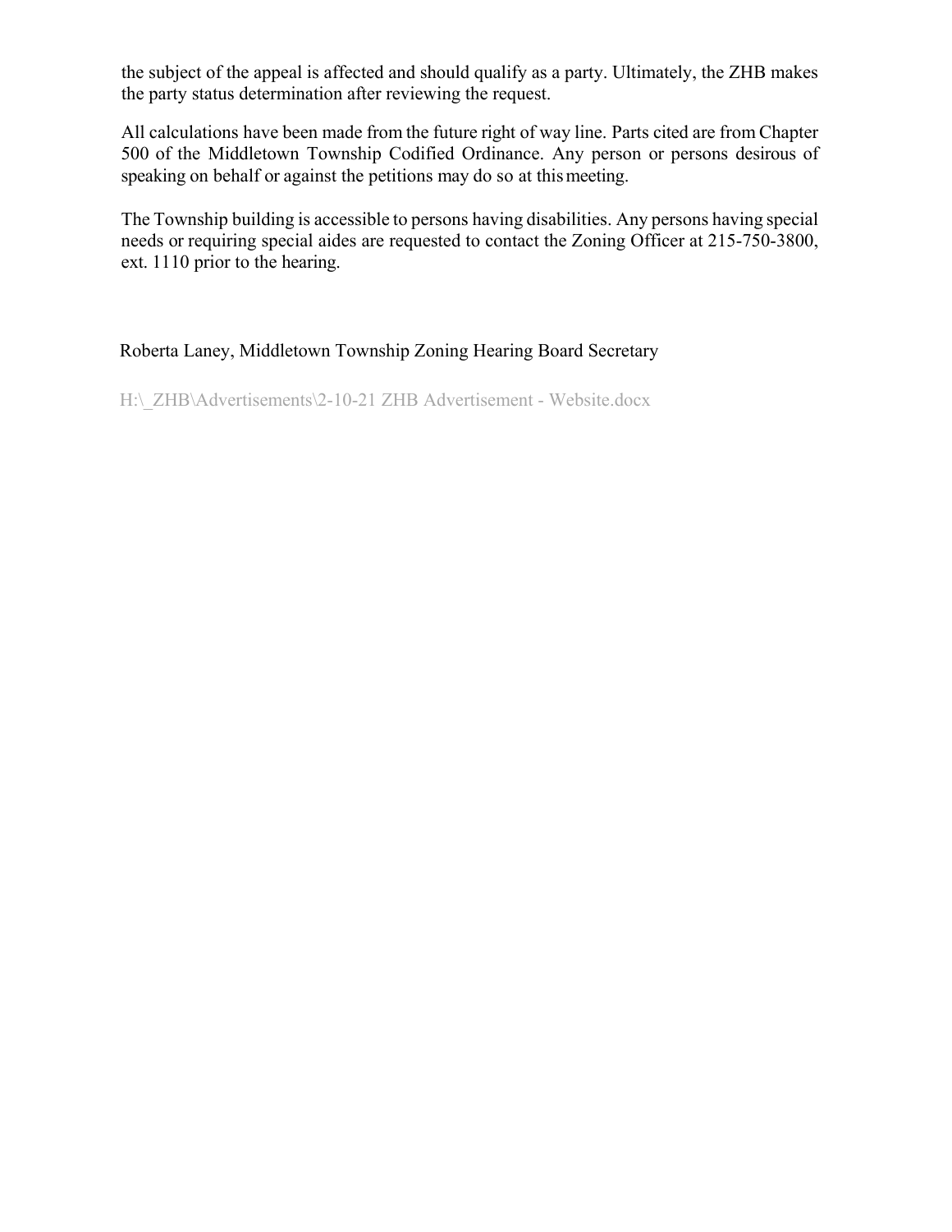the subject of the appeal is affected and should qualify as a party. Ultimately, the ZHB makes the party status determination after reviewing the request.

All calculations have been made from the future right of way line. Parts cited are from Chapter 500 of the Middletown Township Codified Ordinance. Any person or persons desirous of speaking on behalf or against the petitions may do so at this meeting.

The Township building is accessible to persons having disabilities. Any persons having special needs or requiring special aides are requested to contact the Zoning Officer at 215-750-3800, ext. 1110 prior to the hearing.

Roberta Laney, Middletown Township Zoning Hearing Board Secretary

H:\_ZHB\Advertisements\2-10-21 ZHB Advertisement - Website.docx